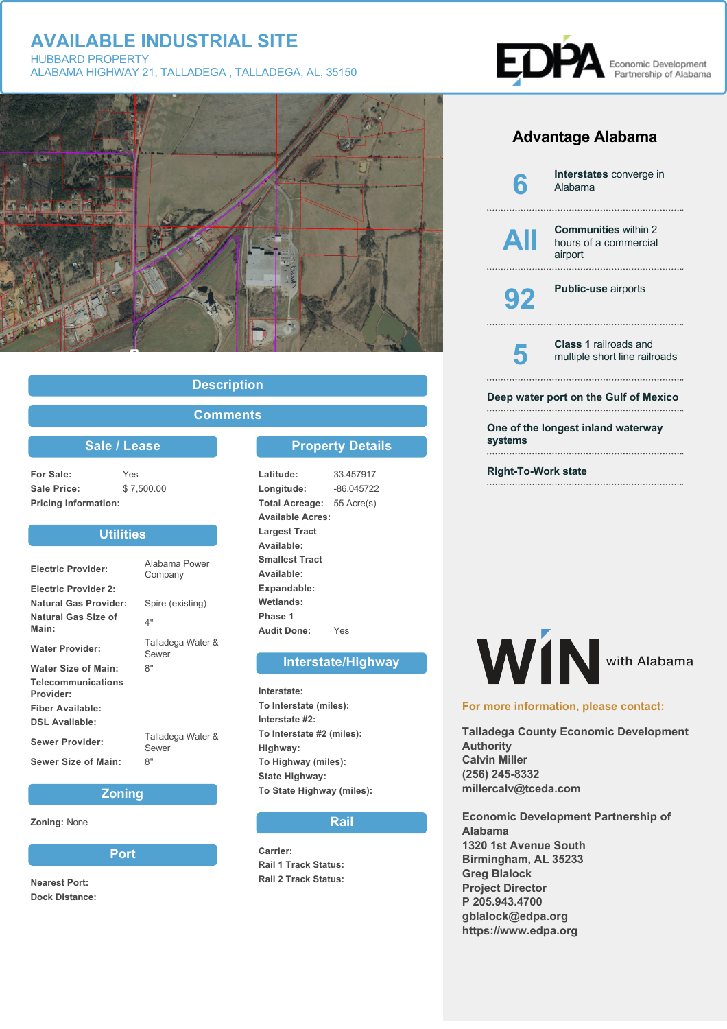# AVAILABLE INDUSTRIAL SITE

HUBBARD PROPERTY
ALABAMA HIGHWAY 21, TALLADEGA , TALLADEGA, AL, 35150

EDPA Economic Development Partnership of Alabama

## Description

## Comments

## Sale / Lease

| | |
|---|---|
| **For Sale:** | Yes |
| **Sale Price:** | $ 7,500.00 |
| **Pricing Information:** | |

## Utilities

| | |
|---|---|
| **Electric Provider:** | Alabama Power Company |
| **Electric Provider 2:** | |
| **Natural Gas Provider:** | Spire (existing) |
| **Natural Gas Size of Main:** | 4" |
| **Water Provider:** | Talladega Water & Sewer |
| **Water Size of Main:** | 8" |
| **Telecommunications Provider:** | |
| **Fiber Available:** | |
| **DSL Available:** | |
| **Sewer Provider:** | Talladega Water & Sewer |
| **Sewer Size of Main:** | 8" |

## Zoning

**Zoning:** None

## Port

**Nearest Port:**
**Dock Distance:**

## Property Details

| | |
|---|---|
| **Latitude:** | 33.457917 |
| **Longitude:** | -86.045722 |
| **Total Acreage:** | 55 Acre(s) |
| **Available Acres:** | |
| **Largest Tract Available:** | |
| **Smallest Tract Available:** | |
| **Expandable:** | |
| **Wetlands:** | |
| **Phase 1 Audit Done:** | Yes |

## Interstate/Highway

**Interstate:**
**To Interstate (miles):**
**Interstate #2:**
**To Interstate #2 (miles):**
**Highway:**
**To Highway (miles):**
**State Highway:**
**To State Highway (miles):**

## Rail

**Carrier:**
**Rail 1 Track Status:**
**Rail 2 Track Status:**

## Advantage Alabama

**6** — **Interstates** converge in Alabama

**All** — **Communities** within 2 hours of a commercial airport

**92** — **Public-use** airports

**5** — **Class 1** railroads and multiple short line railroads

**Deep water port on the Gulf of Mexico**

**One of the longest inland waterway systems**

**Right-To-Work state**

WIN with Alabama

**For more information, please contact:**

**Talladega County Economic Development Authority**
**Calvin Miller**
**(256) 245-8332**
**millercalv@tceda.com**

**Economic Development Partnership of Alabama**
**1320 1st Avenue South**
**Birmingham, AL 35233**
**Greg Blalock**
**Project Director**
**P 205.943.4700**
**gblalock@edpa.org**
**https://www.edpa.org**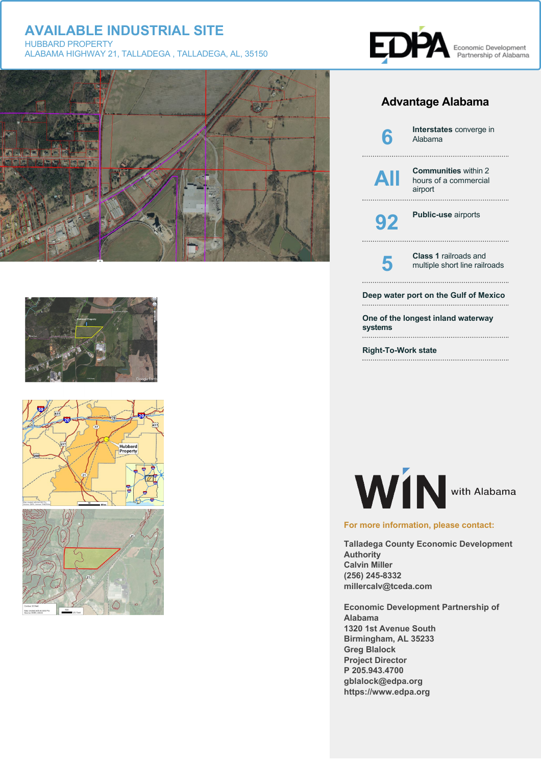# AVAILABLE INDUSTRIAL SITE

HUBBARD PROPERTY
ALABAMA HIGHWAY 21, TALLADEGA , TALLADEGA, AL, 35150

EDPA Economic Development Partnership of Alabama

## Advantage Alabama

**6** **Interstates** converge in Alabama

**All** **Communities** within 2 hours of a commercial airport

**92** **Public-use** airports

**5** **Class 1** railroads and multiple short line railroads

**Deep water port on the Gulf of Mexico**

**One of the longest inland waterway systems**

**Right-To-Work state**

WIN with Alabama

**For more information, please contact:**

**Talladega County Economic Development Authority**
**Calvin Miller**
**(256) 245-8332**
**millercalv@tceda.com**

**Economic Development Partnership of Alabama**
**1320 1st Avenue South**
**Birmingham, AL 35233**
**Greg Blalock**
**Project Director**
**P 205.943.4700**
**gblalock@edpa.org**
**https://www.edpa.org**